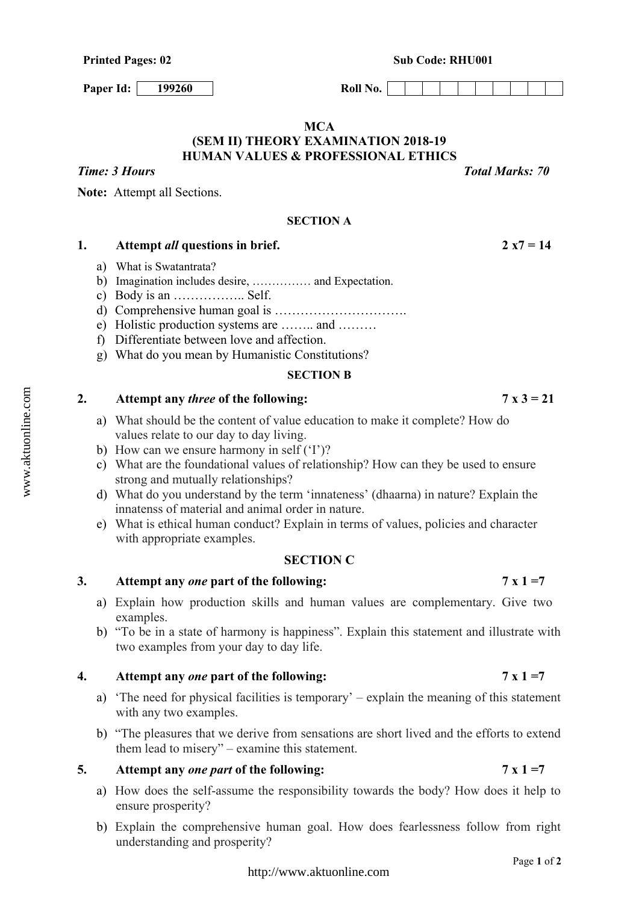**Printed Pages: 02** **Sub Code: RHU001**

**Paper Id:** 199260 **Roll No.**

## MCA
## (SEM II) THEORY EXAMINATION 2018-19
## HUMAN VALUES & PROFESSIONAL ETHICS

***Time: 3 Hours*** ***Total Marks: 70***

**Note:** Attempt all Sections.

### SECTION A

**1. Attempt *all* questions in brief. 2 x7 = 14**

a) What is Swatantrata?
b) Imagination includes desire, …………… and Expectation.
c) Body is an …………….. Self.
d) Comprehensive human goal is ………………………….
e) Holistic production systems are …….. and ………
f) Differentiate between love and affection.
g) What do you mean by Humanistic Constitutions?

### SECTION B

**2. Attempt any *three* of the following: 7 x 3 = 21**

a) What should be the content of value education to make it complete? How do values relate to our day to day living.
b) How can we ensure harmony in self ('I')?
c) What are the foundational values of relationship? How can they be used to ensure strong and mutually relationships?
d) What do you understand by the term 'innateness' (dhaarna) in nature? Explain the innatenss of material and animal order in nature.
e) What is ethical human conduct? Explain in terms of values, policies and character with appropriate examples.

### SECTION C

**3. Attempt any *one* part of the following: 7 x 1 =7**

a) Explain how production skills and human values are complementary. Give two examples.
b) "To be in a state of harmony is happiness". Explain this statement and illustrate with two examples from your day to day life.

**4. Attempt any *one* part of the following: 7 x 1 =7**

a) 'The need for physical facilities is temporary' – explain the meaning of this statement with any two examples.
b) "The pleasures that we derive from sensations are short lived and the efforts to extend them lead to misery" – examine this statement.

**5. Attempt any *one part* of the following: 7 x 1 =7**

a) How does the self-assume the responsibility towards the body? How does it help to ensure prosperity?
b) Explain the comprehensive human goal. How does fearlessness follow from right understanding and prosperity?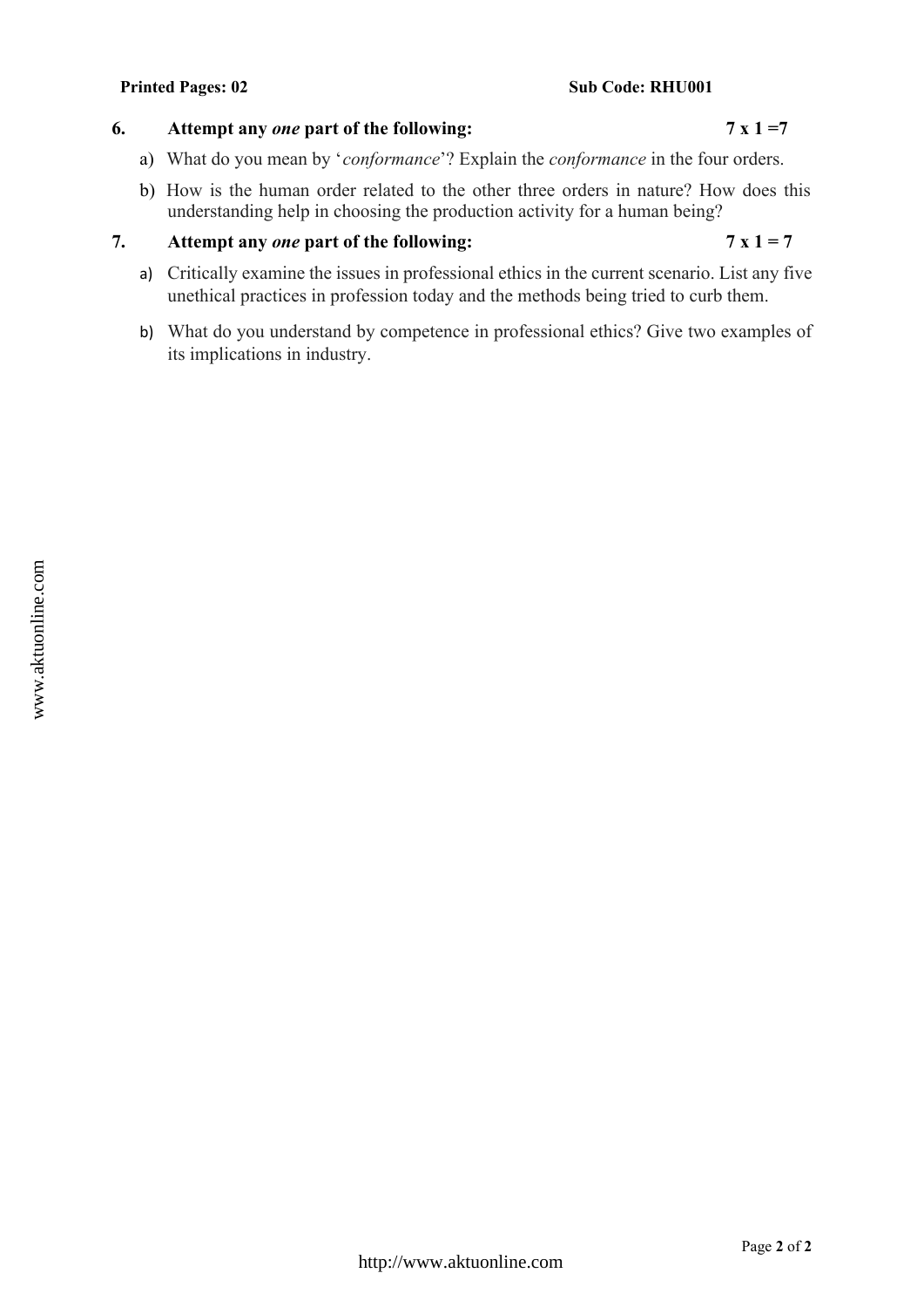**6. Attempt any *one* part of the following: 7 x 1 =7**

a) What do you mean by '*conformance*'? Explain the *conformance* in the four orders.

b) How is the human order related to the other three orders in nature? How does this understanding help in choosing the production activity for a human being?

**7. Attempt any *one* part of the following: 7 x 1 = 7**

a) Critically examine the issues in professional ethics in the current scenario. List any five unethical practices in profession today and the methods being tried to curb them.

b) What do you understand by competence in professional ethics? Give two examples of its implications in industry.